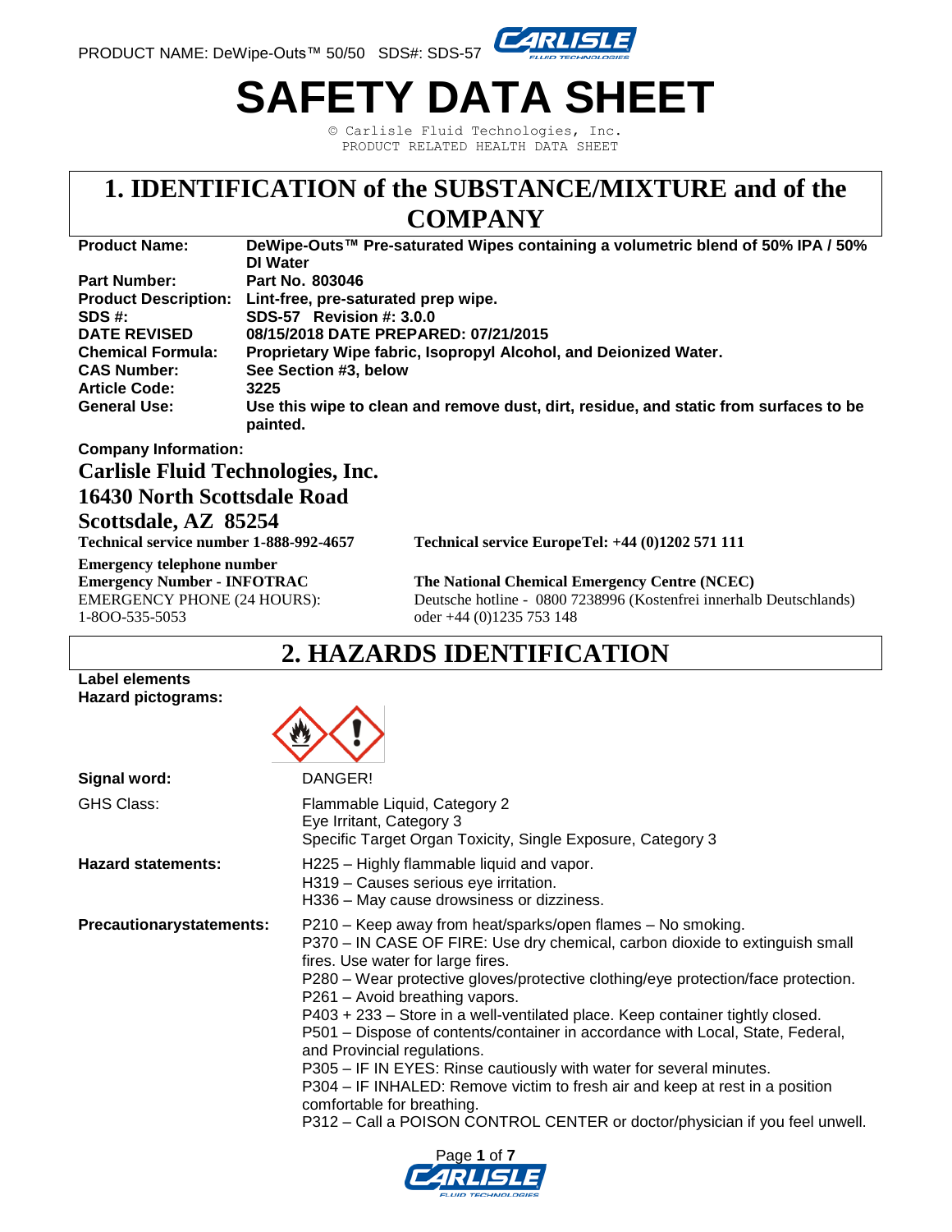# SAFETY DATA SHEET

© Carlisle Fluid Technologies, Inc.
PRODUCT RELATED HEALTH DATA SHEET

## 1. IDENTIFICATION of the SUBSTANCE/MIXTURE and of the COMPANY

| | |
|---|---|
| **Product Name:** | **DeWipe-Outs™ Pre-saturated Wipes containing a volumetric blend of 50% IPA / 50% DI Water** |
| **Part Number:** | **Part No. 803046** |
| **Product Description:** | **Lint-free, pre-saturated prep wipe.** |
| **SDS #:** | **SDS-57 Revision #: 3.0.0** |
| **DATE REVISED** | **08/15/2018 DATE PREPARED: 07/21/2015** |
| **Chemical Formula:** | **Proprietary Wipe fabric, Isopropyl Alcohol, and Deionized Water.** |
| **CAS Number:** | **See Section #3, below** |
| **Article Code:** | **3225** |
| **General Use:** | **Use this wipe to clean and remove dust, dirt, residue, and static from surfaces to be painted.** |

**Company Information:**

**Carlisle Fluid Technologies, Inc.**
**16430 North Scottsdale Road**
**Scottsdale, AZ 85254**

**Technical service number 1-888-992-4657**

**Technical service EuropeTel: +44 (0)1202 571 111**

**Emergency telephone number**
**Emergency Number - INFOTRAC**
EMERGENCY PHONE (24 HOURS):
1-8OO-535-5053

**The National Chemical Emergency Centre (NCEC)**
Deutsche hotline - 0800 7238996 (Kostenfrei innerhalb Deutschlands) oder +44 (0)1235 753 148

## 2. HAZARDS IDENTIFICATION

**Label elements**
**Hazard pictograms:**

**Signal word:** DANGER!

**GHS Class:**
Flammable Liquid, Category 2
Eye Irritant, Category 3
Specific Target Organ Toxicity, Single Exposure, Category 3

**Hazard statements:**
H225 – Highly flammable liquid and vapor.
H319 – Causes serious eye irritation.
H336 – May cause drowsiness or dizziness.

**Precautionarystatements:**
P210 – Keep away from heat/sparks/open flames – No smoking.
P370 – IN CASE OF FIRE: Use dry chemical, carbon dioxide to extinguish small fires. Use water for large fires.
P280 – Wear protective gloves/protective clothing/eye protection/face protection.
P261 – Avoid breathing vapors.
P403 + 233 – Store in a well-ventilated place. Keep container tightly closed.
P501 – Dispose of contents/container in accordance with Local, State, Federal, and Provincial regulations.
P305 – IF IN EYES: Rinse cautiously with water for several minutes.
P304 – IF INHALED: Remove victim to fresh air and keep at rest in a position comfortable for breathing.
P312 – Call a POISON CONTROL CENTER or doctor/physician if you feel unwell.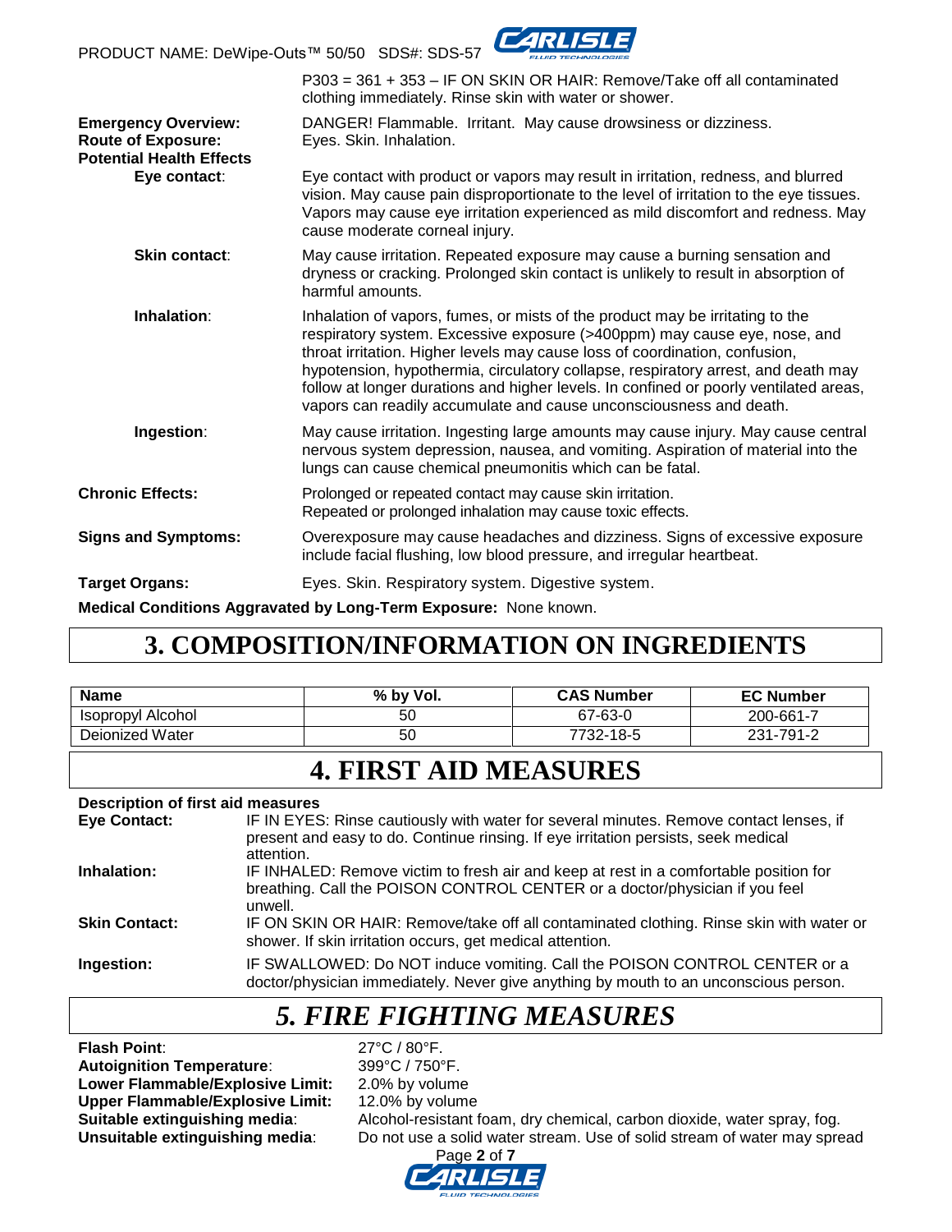P303 = 361 + 353 – IF ON SKIN OR HAIR: Remove/Take off all contaminated clothing immediately. Rinse skin with water or shower.

**Emergency Overview:** DANGER! Flammable. Irritant. May cause drowsiness or dizziness.

**Route of Exposure:** Eyes. Skin. Inhalation.

**Potential Health Effects**

**Eye contact**: Eye contact with product or vapors may result in irritation, redness, and blurred vision. May cause pain disproportionate to the level of irritation to the eye tissues. Vapors may cause eye irritation experienced as mild discomfort and redness. May cause moderate corneal injury.

**Skin contact**: May cause irritation. Repeated exposure may cause a burning sensation and dryness or cracking. Prolonged skin contact is unlikely to result in absorption of harmful amounts.

**Inhalation**: Inhalation of vapors, fumes, or mists of the product may be irritating to the respiratory system. Excessive exposure (>400ppm) may cause eye, nose, and throat irritation. Higher levels may cause loss of coordination, confusion, hypotension, hypothermia, circulatory collapse, respiratory arrest, and death may follow at longer durations and higher levels. In confined or poorly ventilated areas, vapors can readily accumulate and cause unconsciousness and death.

**Ingestion**: May cause irritation. Ingesting large amounts may cause injury. May cause central nervous system depression, nausea, and vomiting. Aspiration of material into the lungs can cause chemical pneumonitis which can be fatal.

**Chronic Effects:** Prolonged or repeated contact may cause skin irritation. Repeated or prolonged inhalation may cause toxic effects.

**Signs and Symptoms:** Overexposure may cause headaches and dizziness. Signs of excessive exposure include facial flushing, low blood pressure, and irregular heartbeat.

**Target Organs:** Eyes. Skin. Respiratory system. Digestive system.

**Medical Conditions Aggravated by Long-Term Exposure:** None known.

# 3. COMPOSITION/INFORMATION ON INGREDIENTS

| Name | % by Vol. | CAS Number | EC Number |
|---|---|---|---|
| Isopropyl Alcohol | 50 | 67-63-0 | 200-661-7 |
| Deionized Water | 50 | 7732-18-5 | 231-791-2 |

# 4. FIRST AID MEASURES

**Description of first aid measures**

**Eye Contact:** IF IN EYES: Rinse cautiously with water for several minutes. Remove contact lenses, if present and easy to do. Continue rinsing. If eye irritation persists, seek medical attention.

**Inhalation:** IF INHALED: Remove victim to fresh air and keep at rest in a comfortable position for breathing. Call the POISON CONTROL CENTER or a doctor/physician if you feel unwell.

**Skin Contact:** IF ON SKIN OR HAIR: Remove/take off all contaminated clothing. Rinse skin with water or shower. If skin irritation occurs, get medical attention.

**Ingestion:** IF SWALLOWED: Do NOT induce vomiting. Call the POISON CONTROL CENTER or a doctor/physician immediately. Never give anything by mouth to an unconscious person.

# *5. FIRE FIGHTING MEASURES*

**Flash Point**: 27°C / 80°F.

**Autoignition Temperature**: 399°C / 750°F.

**Lower Flammable/Explosive Limit:** 2.0% by volume

**Upper Flammable/Explosive Limit:** 12.0% by volume

**Suitable extinguishing media**: Alcohol-resistant foam, dry chemical, carbon dioxide, water spray, fog.

**Unsuitable extinguishing media**: Do not use a solid water stream. Use of solid stream of water may spread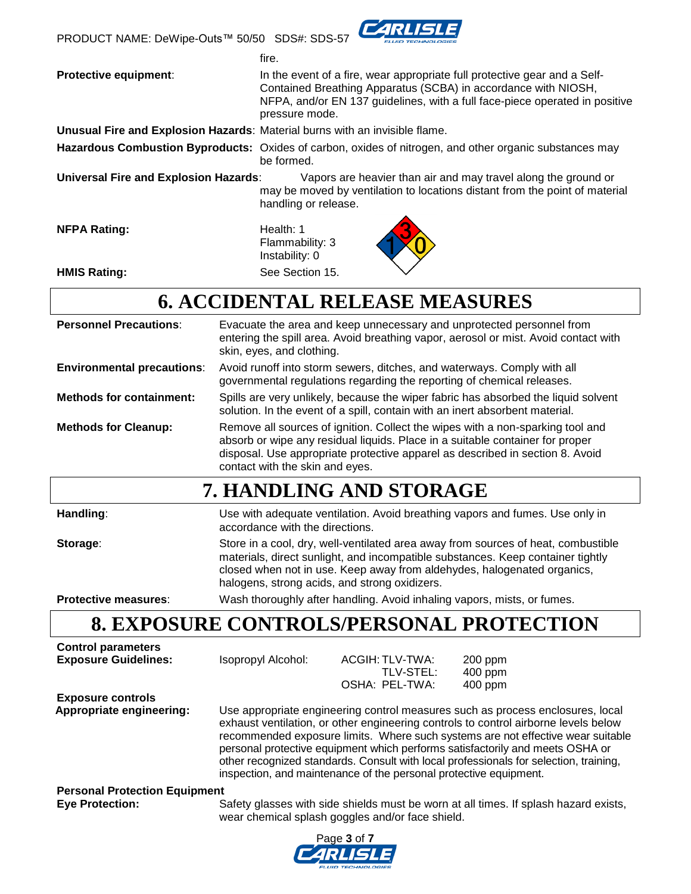fire.

**Protective equipment**: In the event of a fire, wear appropriate full protective gear and a Self-Contained Breathing Apparatus (SCBA) in accordance with NIOSH, NFPA, and/or EN 137 guidelines, with a full face-piece operated in positive pressure mode.

**Unusual Fire and Explosion Hazards**: Material burns with an invisible flame.

**Hazardous Combustion Byproducts:** Oxides of carbon, oxides of nitrogen, and other organic substances may be formed.

**Universal Fire and Explosion Hazards**: Vapors are heavier than air and may travel along the ground or may be moved by ventilation to locations distant from the point of material handling or release.

**NFPA Rating:** Health: 1
Flammability: 3
Instability: 0

**HMIS Rating:** See Section 15.

# 6. ACCIDENTAL RELEASE MEASURES

**Personnel Precautions**: Evacuate the area and keep unnecessary and unprotected personnel from entering the spill area. Avoid breathing vapor, aerosol or mist. Avoid contact with skin, eyes, and clothing.

**Environmental precautions**: Avoid runoff into storm sewers, ditches, and waterways. Comply with all governmental regulations regarding the reporting of chemical releases.

**Methods for containment:** Spills are very unlikely, because the wiper fabric has absorbed the liquid solvent solution. In the event of a spill, contain with an inert absorbent material.

**Methods for Cleanup:** Remove all sources of ignition. Collect the wipes with a non-sparking tool and absorb or wipe any residual liquids. Place in a suitable container for proper disposal. Use appropriate protective apparel as described in section 8. Avoid contact with the skin and eyes.

# 7. HANDLING AND STORAGE

**Handling**: Use with adequate ventilation. Avoid breathing vapors and fumes. Use only in accordance with the directions.

**Storage**: Store in a cool, dry, well-ventilated area away from sources of heat, combustible materials, direct sunlight, and incompatible substances. Keep container tightly closed when not in use. Keep away from aldehydes, halogenated organics, halogens, strong acids, and strong oxidizers.

**Protective measures**: Wash thoroughly after handling. Avoid inhaling vapors, mists, or fumes.

# 8. EXPOSURE CONTROLS/PERSONAL PROTECTION

**Control parameters**

**Exposure Guidelines:**

| Component | Agency | Limit | Value |
|---|---|---|---|
| Isopropyl Alcohol: | ACGIH: | TLV-TWA: | 200 ppm |
| | | TLV-STEL: | 400 ppm |
| | OSHA: | PEL-TWA: | 400 ppm |

**Exposure controls**

**Appropriate engineering:** Use appropriate engineering control measures such as process enclosures, local exhaust ventilation, or other engineering controls to control airborne levels below recommended exposure limits. Where such systems are not effective wear suitable personal protective equipment which performs satisfactorily and meets OSHA or other recognized standards. Consult with local professionals for selection, training, inspection, and maintenance of the personal protective equipment.

**Personal Protection Equipment**

**Eye Protection:** Safety glasses with side shields must be worn at all times. If splash hazard exists, wear chemical splash goggles and/or face shield.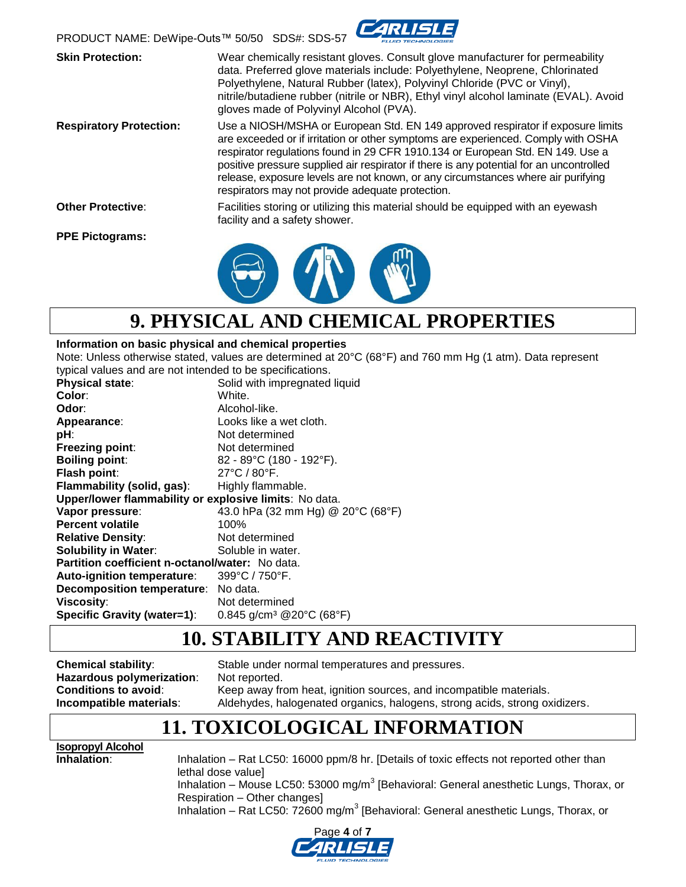**Skin Protection:** Wear chemically resistant gloves. Consult glove manufacturer for permeability data. Preferred glove materials include: Polyethylene, Neoprene, Chlorinated Polyethylene, Natural Rubber (latex), Polyvinyl Chloride (PVC or Vinyl), nitrile/butadiene rubber (nitrile or NBR), Ethyl vinyl alcohol laminate (EVAL). Avoid gloves made of Polyvinyl Alcohol (PVA).

**Respiratory Protection:** Use a NIOSH/MSHA or European Std. EN 149 approved respirator if exposure limits are exceeded or if irritation or other symptoms are experienced. Comply with OSHA respirator regulations found in 29 CFR 1910.134 or European Std. EN 149. Use a positive pressure supplied air respirator if there is any potential for an uncontrolled release, exposure levels are not known, or any circumstances where air purifying respirators may not provide adequate protection.

**Other Protective**: Facilities storing or utilizing this material should be equipped with an eyewash facility and a safety shower.

**PPE Pictograms:**

# 9. PHYSICAL AND CHEMICAL PROPERTIES

**Information on basic physical and chemical properties**

Note: Unless otherwise stated, values are determined at 20°C (68°F) and 760 mm Hg (1 atm). Data represent typical values and are not intended to be specifications.

**Physical state**: Solid with impregnated liquid
**Color**: White.
**Odor**: Alcohol-like.
**Appearance**: Looks like a wet cloth.
**pH**: Not determined
**Freezing point**: Not determined
**Boiling point**: 82 - 89°C (180 - 192°F).
**Flash point**: 27°C / 80°F.
**Flammability (solid, gas)**: Highly flammable.
**Upper/lower flammability or explosive limits**: No data.
**Vapor pressure**: 43.0 hPa (32 mm Hg) @ 20°C (68°F)
**Percent volatile** 100%
**Relative Density**: Not determined
**Solubility in Water**: Soluble in water.
**Partition coefficient n-octanol/water:** No data.
**Auto-ignition temperature**: 399°C / 750°F.
**Decomposition temperature**: No data.
**Viscosity**: Not determined
**Specific Gravity (water=1)**: 0.845 g/cm³ @20°C (68°F)

# 10. STABILITY AND REACTIVITY

**Chemical stability**: Stable under normal temperatures and pressures.
**Hazardous polymerization**: Not reported.
**Conditions to avoid**: Keep away from heat, ignition sources, and incompatible materials.
**Incompatible materials**: Aldehydes, halogenated organics, halogens, strong acids, strong oxidizers.

# 11. TOXICOLOGICAL INFORMATION

**Isopropyl Alcohol**

**Inhalation**: Inhalation – Rat LC50: 16000 ppm/8 hr. [Details of toxic effects not reported other than lethal dose value]
Inhalation – Mouse LC50: 53000 mg/m³ [Behavioral: General anesthetic Lungs, Thorax, or Respiration – Other changes]
Inhalation – Rat LC50: 72600 mg/m³ [Behavioral: General anesthetic Lungs, Thorax, or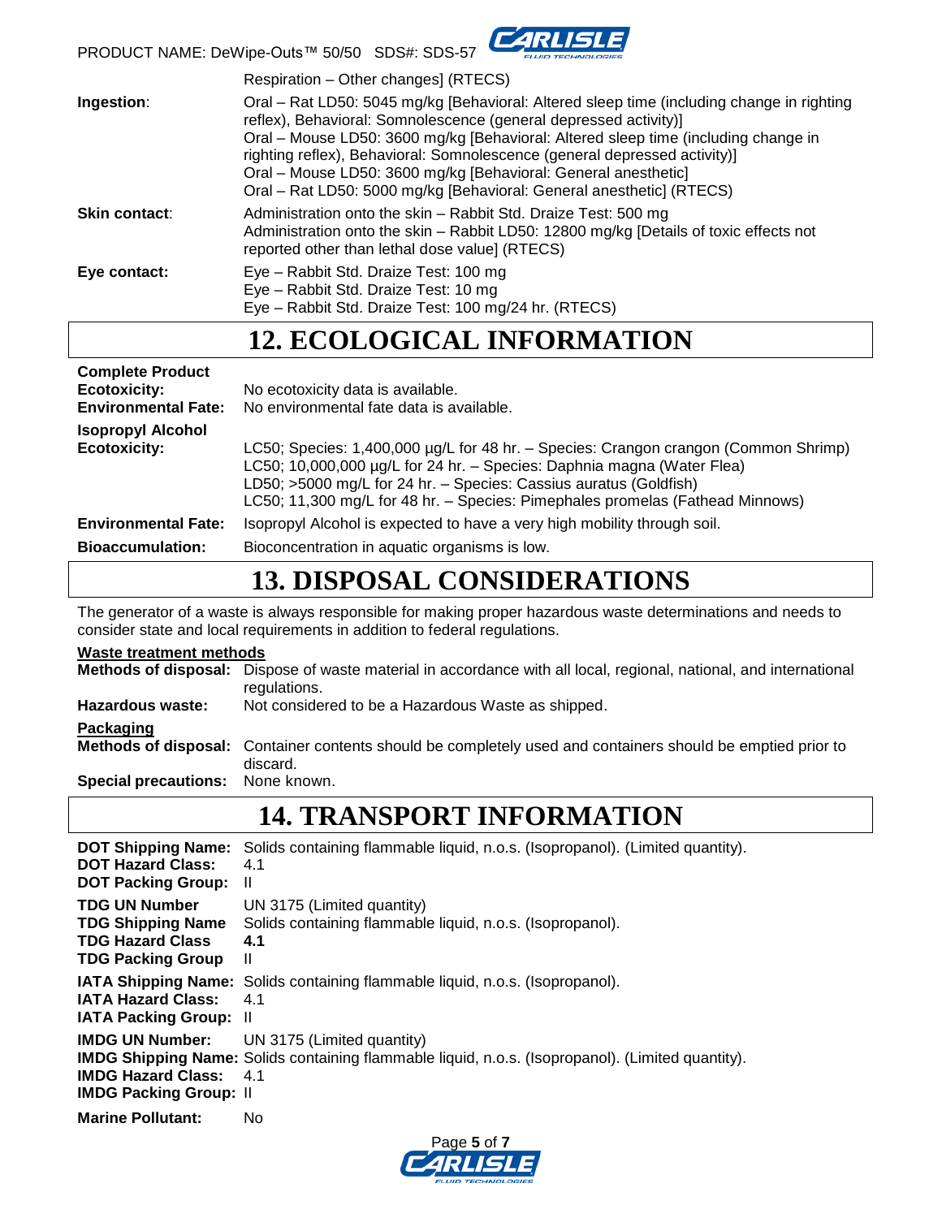Respiration – Other changes] (RTECS)

**Ingestion**: Oral – Rat LD50: 5045 mg/kg [Behavioral: Altered sleep time (including change in righting reflex), Behavioral: Somnolescence (general depressed activity)]
Oral – Mouse LD50: 3600 mg/kg [Behavioral: Altered sleep time (including change in righting reflex), Behavioral: Somnolescence (general depressed activity)]
Oral – Mouse LD50: 3600 mg/kg [Behavioral: General anesthetic]
Oral – Rat LD50: 5000 mg/kg [Behavioral: General anesthetic] (RTECS)

**Skin contact**: Administration onto the skin – Rabbit Std. Draize Test: 500 mg
Administration onto the skin – Rabbit LD50: 12800 mg/kg [Details of toxic effects not reported other than lethal dose value] (RTECS)

**Eye contact:** Eye – Rabbit Std. Draize Test: 100 mg
Eye – Rabbit Std. Draize Test: 10 mg
Eye – Rabbit Std. Draize Test: 100 mg/24 hr. (RTECS)

# 12. ECOLOGICAL INFORMATION

**Complete Product**

**Ecotoxicity:** No ecotoxicity data is available.

**Environmental Fate:** No environmental fate data is available.

**Isopropyl Alcohol**

**Ecotoxicity:** LC50; Species: 1,400,000 µg/L for 48 hr. – Species: Crangon crangon (Common Shrimp)
LC50; 10,000,000 µg/L for 24 hr. – Species: Daphnia magna (Water Flea)
LD50; >5000 mg/L for 24 hr. – Species: Cassius auratus (Goldfish)
LC50; 11,300 mg/L for 48 hr. – Species: Pimephales promelas (Fathead Minnows)

**Environmental Fate:** Isopropyl Alcohol is expected to have a very high mobility through soil.

**Bioaccumulation:** Bioconcentration in aquatic organisms is low.

# 13. DISPOSAL CONSIDERATIONS

The generator of a waste is always responsible for making proper hazardous waste determinations and needs to consider state and local requirements in addition to federal regulations.

**Waste treatment methods**

**Methods of disposal:** Dispose of waste material in accordance with all local, regional, national, and international regulations.

**Hazardous waste:** Not considered to be a Hazardous Waste as shipped.

**Packaging**

**Methods of disposal:** Container contents should be completely used and containers should be emptied prior to discard.

**Special precautions:** None known.

# 14. TRANSPORT INFORMATION

**DOT Shipping Name:** Solids containing flammable liquid, n.o.s. (Isopropanol). (Limited quantity).
**DOT Hazard Class:** 4.1
**DOT Packing Group:** II

**TDG UN Number** UN 3175 (Limited quantity)
**TDG Shipping Name** Solids containing flammable liquid, n.o.s. (Isopropanol).
**TDG Hazard Class** **4.1**
**TDG Packing Group** II

**IATA Shipping Name:** Solids containing flammable liquid, n.o.s. (Isopropanol).
**IATA Hazard Class:** 4.1
**IATA Packing Group:** II

**IMDG UN Number:** UN 3175 (Limited quantity)
**IMDG Shipping Name:** Solids containing flammable liquid, n.o.s. (Isopropanol). (Limited quantity).
**IMDG Hazard Class:** 4.1
**IMDG Packing Group:** II

**Marine Pollutant:** No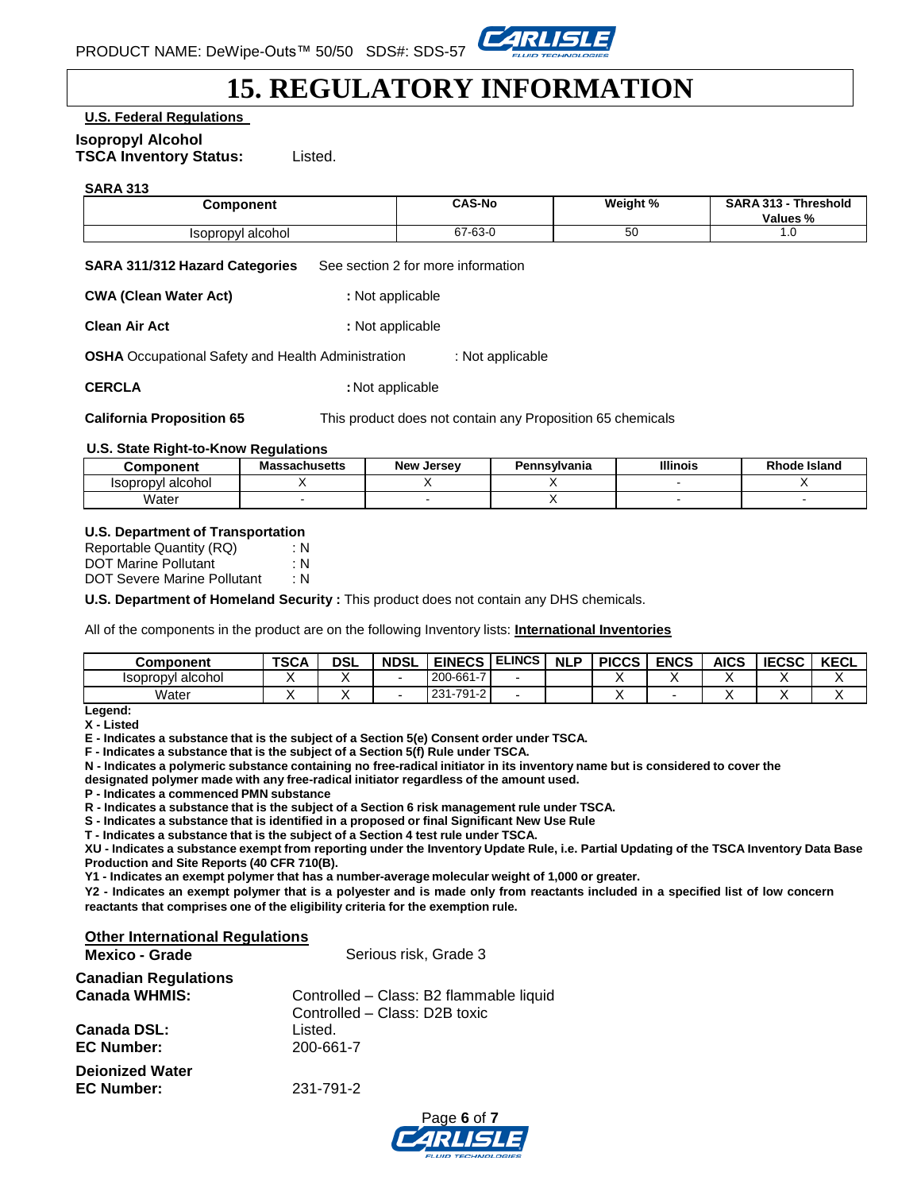# 15. REGULATORY INFORMATION

**U.S. Federal Regulations**

**Isopropyl Alcohol**
**TSCA Inventory Status:** Listed.

**SARA 313**

| Component | CAS-No | Weight % | SARA 313 - Threshold Values % |
|---|---|---|---|
| Isopropyl alcohol | 67-63-0 | 50 | 1.0 |

**SARA 311/312 Hazard Categories** See section 2 for more information

**CWA (Clean Water Act)** : Not applicable

**Clean Air Act** : Not applicable

**OSHA** Occupational Safety and Health Administration : Not applicable

**CERCLA** : Not applicable

**California Proposition 65** This product does not contain any Proposition 65 chemicals

**U.S. State Right-to-Know Regulations**

| Component | Massachusetts | New Jersey | Pennsylvania | Illinois | Rhode Island |
|---|---|---|---|---|---|
| Isopropyl alcohol | X | X | X | - | X |
| Water | - | - | X | - | - |

**U.S. Department of Transportation**
Reportable Quantity (RQ) : N
DOT Marine Pollutant : N
DOT Severe Marine Pollutant : N

**U.S. Department of Homeland Security :** This product does not contain any DHS chemicals.

All of the components in the product are on the following Inventory lists: **International Inventories**

| Component | TSCA | DSL | NDSL | EINECS | ELINCS | NLP | PICCS | ENCS | AICS | IECSC | KECL |
|---|---|---|---|---|---|---|---|---|---|---|---|
| Isopropyl alcohol | X | X | - | 200-661-7 | - | | X | X | X | X | X |
| Water | X | X | - | 231-791-2 | - | | X | - | X | X | X |

**Legend:**
**X - Listed**
**E - Indicates a substance that is the subject of a Section 5(e) Consent order under TSCA.**
**F - Indicates a substance that is the subject of a Section 5(f) Rule under TSCA.**
**N - Indicates a polymeric substance containing no free-radical initiator in its inventory name but is considered to cover the designated polymer made with any free-radical initiator regardless of the amount used.**
**P - Indicates a commenced PMN substance**
**R - Indicates a substance that is the subject of a Section 6 risk management rule under TSCA.**
**S - Indicates a substance that is identified in a proposed or final Significant New Use Rule**
**T - Indicates a substance that is the subject of a Section 4 test rule under TSCA.**
**XU - Indicates a substance exempt from reporting under the Inventory Update Rule, i.e. Partial Updating of the TSCA Inventory Data Base Production and Site Reports (40 CFR 710(B).**
**Y1 - Indicates an exempt polymer that has a number-average molecular weight of 1,000 or greater.**
**Y2 - Indicates an exempt polymer that is a polyester and is made only from reactants included in a specified list of low concern reactants that comprises one of the eligibility criteria for the exemption rule.**

**Other International Regulations**
**Mexico - Grade** Serious risk, Grade 3

**Canadian Regulations**
**Canada WHMIS:** Controlled – Class: B2 flammable liquid
Controlled – Class: D2B toxic
**Canada DSL:** Listed.
**EC Number:** 200-661-7

**Deionized Water**
**EC Number:** 231-791-2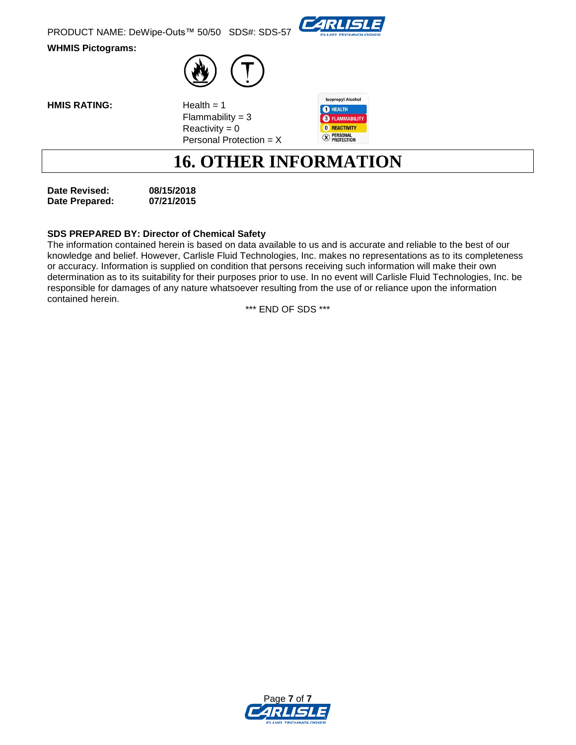**WHMIS Pictograms:**

**HMIS RATING:**

Health = 1
Flammability = 3
Reactivity = 0
Personal Protection = X

Isopropyl Alcohol
1 HEALTH
3 FLAMMABILITY
0 REACTIVITY
X PERSONAL PROTECTION

# 16. OTHER INFORMATION

**Date Revised:** **08/15/2018**
**Date Prepared:** **07/21/2015**

**SDS PREPARED BY: Director of Chemical Safety**

The information contained herein is based on data available to us and is accurate and reliable to the best of our knowledge and belief. However, Carlisle Fluid Technologies, Inc. makes no representations as to its completeness or accuracy. Information is supplied on condition that persons receiving such information will make their own determination as to its suitability for their purposes prior to use. In no event will Carlisle Fluid Technologies, Inc. be responsible for damages of any nature whatsoever resulting from the use of or reliance upon the information contained herein.

*** END OF SDS ***